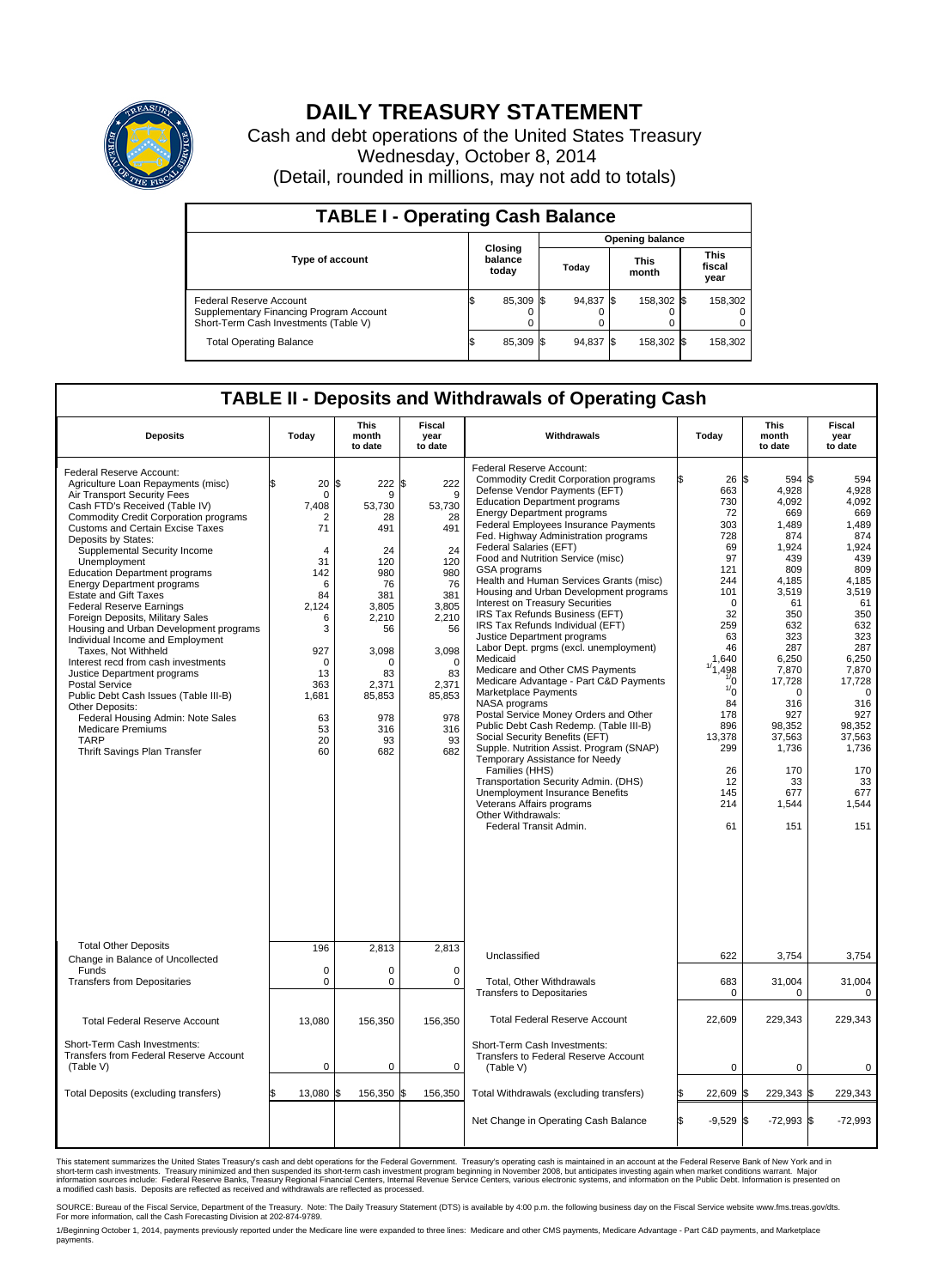# DAILY TREASURY STATEMENT

Cash and debt operations of the United States Treasury

Wednesday, October 8, 2014

(Detail, rounded in millions, may not add to totals)

## TABLE I - Operating Cash Balance

| Type of account | Closing balance today | Opening balance Today | Opening balance This month | Opening balance This fiscal year |
|---|---|---|---|---|
| Federal Reserve Account | $ 85,309 | $ 94,837 | $ 158,302 | $ 158,302 |
| Supplementary Financing Program Account | 0 | 0 | 0 | 0 |
| Short-Term Cash Investments (Table V) | 0 | 0 | 0 | 0 |
| Total Operating Balance | $ 85,309 | $ 94,837 | $ 158,302 | $ 158,302 |

## TABLE II - Deposits and Withdrawals of Operating Cash

| Deposits | Today | This month to date | Fiscal year to date | Withdrawals | Today | This month to date | Fiscal year to date |
|---|---|---|---|---|---|---|---|
| Federal Reserve Account: | | | | Federal Reserve Account: | | | |
| Agriculture Loan Repayments (misc) | $ 20 | $ 222 | $ 222 | Commodity Credit Corporation programs | $ 26 | $ 594 | $ 594 |
| Air Transport Security Fees | 0 | 9 | 9 | Defense Vendor Payments (EFT) | 663 | 4,928 | 4,928 |
| Cash FTD's Received (Table IV) | 7,408 | 53,730 | 53,730 | Education Department programs | 730 | 4,092 | 4,092 |
| Commodity Credit Corporation programs | 2 | 28 | 28 | Energy Department programs | 72 | 669 | 669 |
| Customs and Certain Excise Taxes | 71 | 491 | 491 | Federal Employees Insurance Payments | 303 | 1,489 | 1,489 |
| Deposits by States: | | | | Fed. Highway Administration programs | 728 | 874 | 874 |
| Supplemental Security Income | 4 | 24 | 24 | Federal Salaries (EFT) | 69 | 1,924 | 1,924 |
| Unemployment | 31 | 120 | 120 | Food and Nutrition Service (misc) | 97 | 439 | 439 |
| Education Department programs | 142 | 980 | 980 | GSA programs | 121 | 809 | 809 |
| Energy Department programs | 6 | 76 | 76 | Health and Human Services Grants (misc) | 244 | 4,185 | 4,185 |
| Estate and Gift Taxes | 84 | 381 | 381 | Housing and Urban Development programs | 101 | 3,519 | 3,519 |
| Federal Reserve Earnings | 2,124 | 3,805 | 3,805 | Interest on Treasury Securities | 0 | 61 | 61 |
| Foreign Deposits, Military Sales | 6 | 2,210 | 2,210 | IRS Tax Refunds Business (EFT) | 32 | 350 | 350 |
| Housing and Urban Development programs | 3 | 56 | 56 | IRS Tax Refunds Individual (EFT) | 259 | 632 | 632 |
| Individual Income and Employment Taxes, Not Withheld | 927 | 3,098 | 3,098 | Justice Department programs | 63 | 323 | 323 |
| Interest recd from cash investments | 0 | 0 | 0 | Labor Dept. prgms (excl. unemployment) | 46 | 287 | 287 |
| Justice Department programs | 13 | 83 | 83 | Medicaid | 1,640 | 6,250 | 6,250 |
| Postal Service | 363 | 2,371 | 2,371 | Medicare and Other CMS Payments | [1] 1,498 | 7,870 | 7,870 |
| Public Debt Cash Issues (Table III-B) | 1,681 | 85,853 | 85,853 | Medicare Advantage - Part C&D Payments | [1] 0 | 17,728 | 17,728 |
| Other Deposits: | | | | Marketplace Payments | [1] 0 | 0 | 0 |
| Federal Housing Admin: Note Sales | 63 | 978 | 978 | NASA programs | 84 | 316 | 316 |
| Medicare Premiums | 53 | 316 | 316 | Postal Service Money Orders and Other | 178 | 927 | 927 |
| TARP | 20 | 93 | 93 | Public Debt Cash Redemp. (Table III-B) | 896 | 98,352 | 98,352 |
| Thrift Savings Plan Transfer | 60 | 682 | 682 | Social Security Benefits (EFT) | 13,378 | 37,563 | 37,563 |
| | | | | Supple. Nutrition Assist. Program (SNAP) | 299 | 1,736 | 1,736 |
| | | | | Temporary Assistance for Needy Families (HHS) | 26 | 170 | 170 |
| | | | | Transportation Security Admin. (DHS) | 12 | 33 | 33 |
| | | | | Unemployment Insurance Benefits | 145 | 677 | 677 |
| | | | | Veterans Affairs programs | 214 | 1,544 | 1,544 |
| | | | | Other Withdrawals: | | | |
| | | | | Federal Transit Admin. | 61 | 151 | 151 |
| Total Other Deposits | 196 | 2,813 | 2,813 | Unclassified | 622 | 3,754 | 3,754 |
| Change in Balance of Uncollected Funds | 0 | 0 | 0 | | | | |
| Transfers from Depositaries | 0 | 0 | 0 | Total, Other Withdrawals | 683 | 31,004 | 31,004 |
| | | | | Transfers to Depositaries | 0 | 0 | 0 |
| Total Federal Reserve Account | 13,080 | 156,350 | 156,350 | Total Federal Reserve Account | 22,609 | 229,343 | 229,343 |
| Short-Term Cash Investments: Transfers from Federal Reserve Account (Table V) | 0 | 0 | 0 | Short-Term Cash Investments: Transfers to Federal Reserve Account (Table V) | 0 | 0 | 0 |
| Total Deposits (excluding transfers) | $ 13,080 | $ 156,350 | $ 156,350 | Total Withdrawals (excluding transfers) | $ 22,609 | $ 229,343 | $ 229,343 |
| | | | | Net Change in Operating Cash Balance | $ -9,529 | $ -72,993 | $ -72,993 |

This statement summarizes the United States Treasury's cash and debt operations for the Federal Government. Treasury's operating cash is maintained in an account at the Federal Reserve Bank of New York and in short-term cash investments. Treasury minimized and then suspended its short-term cash investment program beginning in November 2008, but anticipates investing again when market conditions warrant. Major information sources include: Federal Reserve Banks, Treasury Regional Financial Centers, Internal Revenue Service Centers, various electronic systems, and information on the Public Debt. Information is presented on a modified cash basis. Deposits are reflected as received and withdrawals are reflected as processed.

SOURCE: Bureau of the Fiscal Service, Department of the Treasury. Note: The Daily Treasury Statement (DTS) is available by 4:00 p.m. the following business day on the Fiscal Service website www.fms.treas.gov/dts. For more information, call the Cash Forecasting Division at 202-874-9789.

1/Beginning October 1, 2014, payments previously reported under the Medicare line were expanded to three lines: Medicare and other CMS payments, Medicare Advantage - Part C&D payments, and Marketplace payments.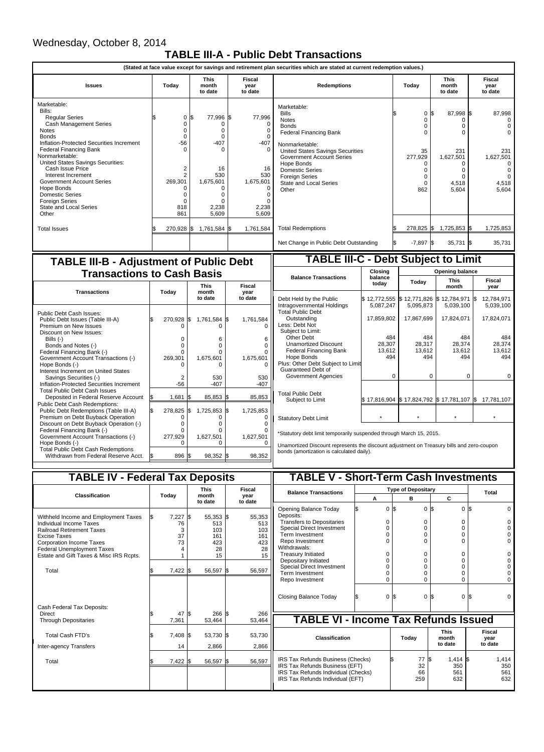Wednesday, October 8, 2014

# TABLE III-A - Public Debt Transactions

(Stated at face value except for savings and retirement plan securities which are stated at current redemption values.)

| Issues | Today | This month to date | Fiscal year to date |
|---|---|---|---|
| Marketable: | | | |
| Bills: | | | |
| Regular Series | $ 0 | $ 77,996 | $ 77,996 |
| Cash Management Series | 0 | 0 | 0 |
| Notes | 0 | 0 | 0 |
| Bonds | 0 | 0 | 0 |
| Inflation-Protected Securities Increment | -56 | -407 | -407 |
| Federal Financing Bank | 0 | 0 | 0 |
| Nonmarketable: | | | |
| United States Savings Securities: | | | |
| Cash Issue Price | 2 | 16 | 16 |
| Interest Increment | 2 | 530 | 530 |
| Government Account Series | 269,301 | 1,675,601 | 1,675,601 |
| Hope Bonds | 0 | 0 | 0 |
| Domestic Series | 0 | 0 | 0 |
| Foreign Series | 0 | 0 | 0 |
| State and Local Series | 818 | 2,238 | 2,238 |
| Other | 861 | 5,609 | 5,609 |
| Total Issues | $ 270,928 | $ 1,761,584 | $ 1,761,584 |

| Redemptions | Today | This month to date | Fiscal year to date |
|---|---|---|---|
| Marketable: | | | |
| Bills | $ 0 | $ 87,998 | $ 87,998 |
| Notes | 0 | 0 | 0 |
| Bonds | 0 | 0 | 0 |
| Federal Financing Bank | 0 | 0 | 0 |
| Nonmarketable: | | | |
| United States Savings Securities | 35 | 231 | 231 |
| Government Account Series | 277,929 | 1,627,501 | 1,627,501 |
| Hope Bonds | 0 | 0 | 0 |
| Domestic Series | 0 | 0 | 0 |
| Foreign Series | 0 | 0 | 0 |
| State and Local Series | 0 | 4,518 | 4,518 |
| Other | 862 | 5,604 | 5,604 |
| Total Redemptions | $ 278,825 | $ 1,725,853 | $ 1,725,853 |
| Net Change in Public Debt Outstanding | $ -7,897 | $ 35,731 | $ 35,731 |

# TABLE III-B - Adjustment of Public Debt Transactions to Cash Basis

| Transactions | Today | This month to date | Fiscal year to date |
|---|---|---|---|
| Public Debt Cash Issues: | | | |
| Public Debt Issues (Table III-A) | $ 270,928 | $ 1,761,584 | $ 1,761,584 |
| Premium on New Issues | 0 | 0 | 0 |
| Discount on New Issues: | | | |
| Bills (-) | 0 | 6 | 6 |
| Bonds and Notes (-) | 0 | 0 | 0 |
| Federal Financing Bank (-) | 0 | 0 | 0 |
| Government Account Transactions (-) | 269,301 | 1,675,601 | 1,675,601 |
| Hope Bonds (-) | 0 | 0 | 0 |
| Interest Increment on United States Savings Securities (-) | 2 | 530 | 530 |
| Inflation-Protected Securities Increment | -56 | -407 | -407 |
| Total Public Debt Cash Issues Deposited in Federal Reserve Account | $ 1,681 | $ 85,853 | $ 85,853 |
| Public Debt Cash Redemptions: | | | |
| Public Debt Redemptions (Table III-A) | $ 278,825 | $ 1,725,853 | $ 1,725,853 |
| Premium on Debt Buyback Operation | 0 | 0 | 0 |
| Discount on Debt Buyback Operation (-) | 0 | 0 | 0 |
| Federal Financing Bank (-) | 0 | 0 | 0 |
| Government Account Transactions (-) | 277,929 | 1,627,501 | 1,627,501 |
| Hope Bonds (-) | 0 | 0 | 0 |
| Total Public Debt Cash Redemptions Withdrawn from Federal Reserve Acct. | $ 896 | $ 98,352 | $ 98,352 |

# TABLE III-C - Debt Subject to Limit

| Balance Transactions | Closing balance today | Opening balance Today | Opening balance This month | Opening balance Fiscal year |
|---|---|---|---|---|
| Debt Held by the Public | $ 12,772,555 | $ 12,771,826 | $ 12,784,971 | $ 12,784,971 |
| Intragovernmental Holdings | 5,087,247 | 5,095,873 | 5,039,100 | 5,039,100 |
| Total Public Debt Outstanding | 17,859,802 | 17,867,699 | 17,824,071 | 17,824,071 |
| Less: Debt Not Subject to Limit: | | | | |
| Other Debt | 484 | 484 | 484 | 484 |
| Unamortized Discount | 28,307 | 28,317 | 28,374 | 28,374 |
| Federal Financing Bank | 13,612 | 13,612 | 13,612 | 13,612 |
| Hope Bonds | 494 | 494 | 494 | 494 |
| Plus: Other Debt Subject to Limit | | | | |
| Guaranteed Debt of Government Agencies | 0 | 0 | 0 | 0 |
| Total Public Debt Subject to Limit | $ 17,816,904 | $ 17,824,792 | $ 17,781,107 | $ 17,781,107 |
| Statutory Debt Limit | * | * | * | * |

*Statutory debt limit temporarily suspended through March 15, 2015.

Unamortized Discount represents the discount adjustment on Treasury bills and zero-coupon bonds (amortization is calculated daily).

# TABLE IV - Federal Tax Deposits

| Classification | Today | This month to date | Fiscal year to date |
|---|---|---|---|
| Withheld Income and Employment Taxes | $ 7,227 | $ 55,353 | $ 55,353 |
| Individual Income Taxes | 76 | 513 | 513 |
| Railroad Retirement Taxes | 3 | 103 | 103 |
| Excise Taxes | 37 | 161 | 161 |
| Corporation Income Taxes | 73 | 423 | 423 |
| Federal Unemployment Taxes | 4 | 28 | 28 |
| Estate and Gift Taxes & Misc IRS Rcpts. | 1 | 15 | 15 |
| Total | $ 7,422 | $ 56,597 | $ 56,597 |
| Cash Federal Tax Deposits: | | | |
| Direct | $ 47 | $ 266 | $ 266 |
| Through Depositaries | 7,361 | 53,464 | 53,464 |
| Total Cash FTD's | $ 7,408 | $ 53,730 | $ 53,730 |
| Inter-agency Transfers | 14 | 2,866 | 2,866 |
| Total | $ 7,422 | $ 56,597 | $ 56,597 |

# TABLE V - Short-Term Cash Investments

| Balance Transactions | Type of Depositary A | Type of Depositary B | Type of Depositary C | Total |
|---|---|---|---|---|
| Opening Balance Today | $ 0 | $ 0 | $ 0 | $ 0 |
| Deposits: | | | | |
| Transfers to Depositaries | 0 | 0 | 0 | 0 |
| Special Direct Investment | 0 | 0 | 0 | 0 |
| Term Investment | 0 | 0 | 0 | 0 |
| Repo Investment | 0 | 0 | 0 | 0 |
| Withdrawals: | | | | |
| Treasury Initiated | 0 | 0 | 0 | 0 |
| Depositary Initiated | 0 | 0 | 0 | 0 |
| Special Direct Investment | 0 | 0 | 0 | 0 |
| Term Investment | 0 | 0 | 0 | 0 |
| Repo Investment | 0 | 0 | 0 | 0 |
| Closing Balance Today | $ 0 | $ 0 | $ 0 | $ 0 |

# TABLE VI - Income Tax Refunds Issued

| Classification | Today | This month to date | Fiscal year to date |
|---|---|---|---|
| IRS Tax Refunds Business (Checks) | $ 77 | $ 1,414 | $ 1,414 |
| IRS Tax Refunds Business (EFT) | 32 | 350 | 350 |
| IRS Tax Refunds Individual (Checks) | 66 | 561 | 561 |
| IRS Tax Refunds Individual (EFT) | 259 | 632 | 632 |